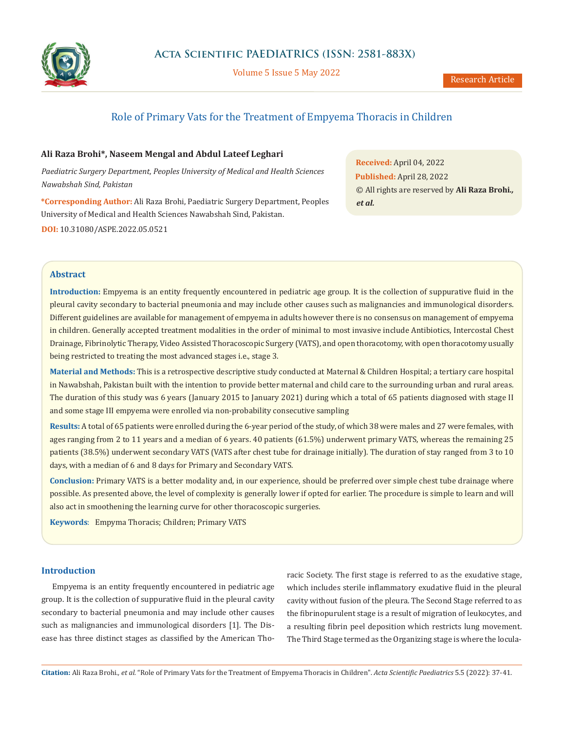# Role of Primary Vats for the Treatment of Empyema Thoracis in Children

**Ali Raza Brohi\*, Naseem Mengal and Abdul Lateef Leghari**

*Paediatric Surgery Department, Peoples University of Medical and Health Sciences Nawabshah Sind, Pakistan*

**\*Corresponding Author:** Ali Raza Brohi, Paediatric Surgery Department, Peoples University of Medical and Health Sciences Nawabshah Sind, Pakistan.

**DOI:** 10.31080/ASPE.2022.05.0521

**Received:** April 04, 2022
**Published:** April 28, 2022
© All rights are reserved by **Ali Raza Brohi., *et al.***

## Abstract

**Introduction:** Empyema is an entity frequently encountered in pediatric age group. It is the collection of suppurative fluid in the pleural cavity secondary to bacterial pneumonia and may include other causes such as malignancies and immunological disorders. Different guidelines are available for management of empyema in adults however there is no consensus on management of empyema in children. Generally accepted treatment modalities in the order of minimal to most invasive include Antibiotics, Intercostal Chest Drainage, Fibrinolytic Therapy, Video Assisted Thoracoscopic Surgery (VATS), and open thoracotomy, with open thoracotomy usually being restricted to treating the most advanced stages i.e., stage 3.

**Material and Methods:** This is a retrospective descriptive study conducted at Maternal & Children Hospital; a tertiary care hospital in Nawabshah, Pakistan built with the intention to provide better maternal and child care to the surrounding urban and rural areas. The duration of this study was 6 years (January 2015 to January 2021) during which a total of 65 patients diagnosed with stage II and some stage III empyema were enrolled via non-probability consecutive sampling

**Results:** A total of 65 patients were enrolled during the 6-year period of the study, of which 38 were males and 27 were females, with ages ranging from 2 to 11 years and a median of 6 years. 40 patients (61.5%) underwent primary VATS, whereas the remaining 25 patients (38.5%) underwent secondary VATS (VATS after chest tube for drainage initially). The duration of stay ranged from 3 to 10 days, with a median of 6 and 8 days for Primary and Secondary VATS.

**Conclusion:** Primary VATS is a better modality and, in our experience, should be preferred over simple chest tube drainage where possible. As presented above, the level of complexity is generally lower if opted for earlier. The procedure is simple to learn and will also act in smoothening the learning curve for other thoracoscopic surgeries.

**Keywords**: Empyma Thoracis; Children; Primary VATS

## Introduction

Empyema is an entity frequently encountered in pediatric age group. It is the collection of suppurative fluid in the pleural cavity secondary to bacterial pneumonia and may include other causes such as malignancies and immunological disorders [1]. The Disease has three distinct stages as classified by the American Thoracic Society. The first stage is referred to as the exudative stage, which includes sterile inflammatory exudative fluid in the pleural cavity without fusion of the pleura. The Second Stage referred to as the fibrinopurulent stage is a result of migration of leukocytes, and a resulting fibrin peel deposition which restricts lung movement. The Third Stage termed as the Organizing stage is where the locula-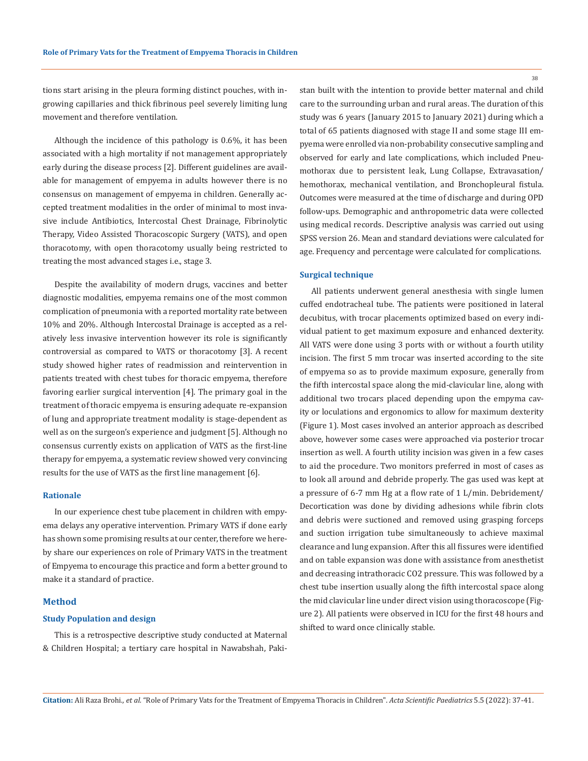tions start arising in the pleura forming distinct pouches, with ingrowing capillaries and thick fibrinous peel severely limiting lung movement and therefore ventilation.

Although the incidence of this pathology is 0.6%, it has been associated with a high mortality if not management appropriately early during the disease process [2]. Different guidelines are available for management of empyema in adults however there is no consensus on management of empyema in children. Generally accepted treatment modalities in the order of minimal to most invasive include Antibiotics, Intercostal Chest Drainage, Fibrinolytic Therapy, Video Assisted Thoracoscopic Surgery (VATS), and open thoracotomy, with open thoracotomy usually being restricted to treating the most advanced stages i.e., stage 3.

Despite the availability of modern drugs, vaccines and better diagnostic modalities, empyema remains one of the most common complication of pneumonia with a reported mortality rate between 10% and 20%. Although Intercostal Drainage is accepted as a relatively less invasive intervention however its role is significantly controversial as compared to VATS or thoracotomy [3]. A recent study showed higher rates of readmission and reintervention in patients treated with chest tubes for thoracic empyema, therefore favoring earlier surgical intervention [4]. The primary goal in the treatment of thoracic empyema is ensuring adequate re-expansion of lung and appropriate treatment modality is stage-dependent as well as on the surgeon's experience and judgment [5]. Although no consensus currently exists on application of VATS as the first-line therapy for empyema, a systematic review showed very convincing results for the use of VATS as the first line management [6].

### Rationale

In our experience chest tube placement in children with empyema delays any operative intervention. Primary VATS if done early has shown some promising results at our center, therefore we hereby share our experiences on role of Primary VATS in the treatment of Empyema to encourage this practice and form a better ground to make it a standard of practice.

## Method

### Study Population and design

This is a retrospective descriptive study conducted at Maternal & Children Hospital; a tertiary care hospital in Nawabshah, Pakistan built with the intention to provide better maternal and child care to the surrounding urban and rural areas. The duration of this study was 6 years (January 2015 to January 2021) during which a total of 65 patients diagnosed with stage II and some stage III empyema were enrolled via non-probability consecutive sampling and observed for early and late complications, which included Pneumothorax due to persistent leak, Lung Collapse, Extravasation/hemothorax, mechanical ventilation, and Bronchopleural fistula. Outcomes were measured at the time of discharge and during OPD follow-ups. Demographic and anthropometric data were collected using medical records. Descriptive analysis was carried out using SPSS version 26. Mean and standard deviations were calculated for age. Frequency and percentage were calculated for complications.

### Surgical technique

All patients underwent general anesthesia with single lumen cuffed endotracheal tube. The patients were positioned in lateral decubitus, with trocar placements optimized based on every individual patient to get maximum exposure and enhanced dexterity. All VATS were done using 3 ports with or without a fourth utility incision. The first 5 mm trocar was inserted according to the site of empyema so as to provide maximum exposure, generally from the fifth intercostal space along the mid-clavicular line, along with additional two trocars placed depending upon the empyma cavity or loculations and ergonomics to allow for maximum dexterity (Figure 1). Most cases involved an anterior approach as described above, however some cases were approached via posterior trocar insertion as well. A fourth utility incision was given in a few cases to aid the procedure. Two monitors preferred in most of cases as to look all around and debride properly. The gas used was kept at a pressure of 6-7 mm Hg at a flow rate of 1 L/min. Debridement/Decortication was done by dividing adhesions while fibrin clots and debris were suctioned and removed using grasping forceps and suction irrigation tube simultaneously to achieve maximal clearance and lung expansion. After this all fissures were identified and on table expansion was done with assistance from anesthetist and decreasing intrathoracic $CO_2$ pressure. This was followed by a chest tube insertion usually along the fifth intercostal space along the mid clavicular line under direct vision using thoracoscope (Figure 2). All patients were observed in ICU for the first 48 hours and shifted to ward once clinically stable.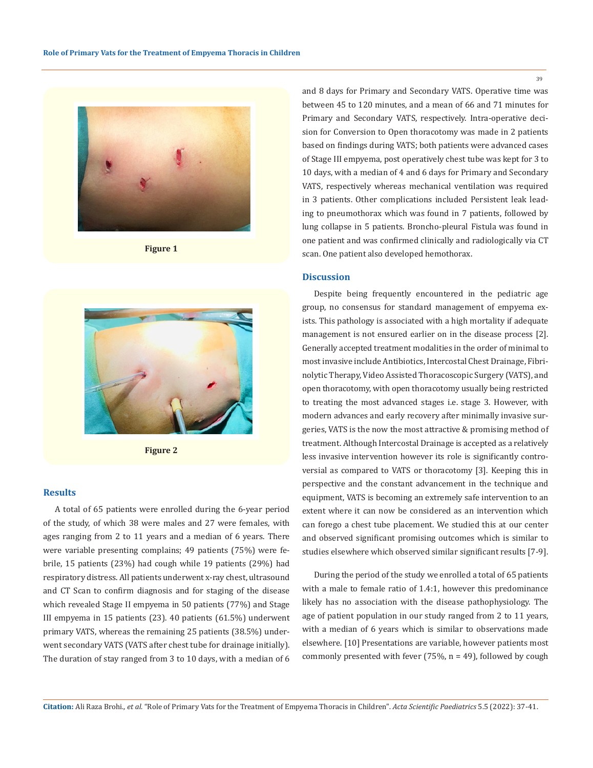Figure 1

Figure 2

## Results

A total of 65 patients were enrolled during the 6-year period of the study, of which 38 were males and 27 were females, with ages ranging from 2 to 11 years and a median of 6 years. There were variable presenting complains; 49 patients (75%) were febrile, 15 patients (23%) had cough while 19 patients (29%) had respiratory distress. All patients underwent x-ray chest, ultrasound and CT Scan to confirm diagnosis and for staging of the disease which revealed Stage II empyema in 50 patients (77%) and Stage III empyema in 15 patients (23). 40 patients (61.5%) underwent primary VATS, whereas the remaining 25 patients (38.5%) underwent secondary VATS (VATS after chest tube for drainage initially). The duration of stay ranged from 3 to 10 days, with a median of 6 and 8 days for Primary and Secondary VATS. Operative time was between 45 to 120 minutes, and a mean of 66 and 71 minutes for Primary and Secondary VATS, respectively. Intra-operative decision for Conversion to Open thoracotomy was made in 2 patients based on findings during VATS; both patients were advanced cases of Stage III empyema, post operatively chest tube was kept for 3 to 10 days, with a median of 4 and 6 days for Primary and Secondary VATS, respectively whereas mechanical ventilation was required in 3 patients. Other complications included Persistent leak leading to pneumothorax which was found in 7 patients, followed by lung collapse in 5 patients. Broncho-pleural Fistula was found in one patient and was confirmed clinically and radiologically via CT scan. One patient also developed hemothorax.

## Discussion

Despite being frequently encountered in the pediatric age group, no consensus for standard management of empyema exists. This pathology is associated with a high mortality if adequate management is not ensured earlier on in the disease process [2]. Generally accepted treatment modalities in the order of minimal to most invasive include Antibiotics, Intercostal Chest Drainage, Fibrinolytic Therapy, Video Assisted Thoracoscopic Surgery (VATS), and open thoracotomy, with open thoracotomy usually being restricted to treating the most advanced stages i.e. stage 3. However, with modern advances and early recovery after minimally invasive surgeries, VATS is the now the most attractive & promising method of treatment. Although Intercostal Drainage is accepted as a relatively less invasive intervention however its role is significantly controversial as compared to VATS or thoracotomy [3]. Keeping this in perspective and the constant advancement in the technique and equipment, VATS is becoming an extremely safe intervention to an extent where it can now be considered as an intervention which can forego a chest tube placement. We studied this at our center and observed significant promising outcomes which is similar to studies elsewhere which observed similar significant results [7-9].

During the period of the study we enrolled a total of 65 patients with a male to female ratio of 1.4:1, however this predominance likely has no association with the disease pathophysiology. The age of patient population in our study ranged from 2 to 11 years, with a median of 6 years which is similar to observations made elsewhere. [10] Presentations are variable, however patients most commonly presented with fever (75%, n = 49), followed by cough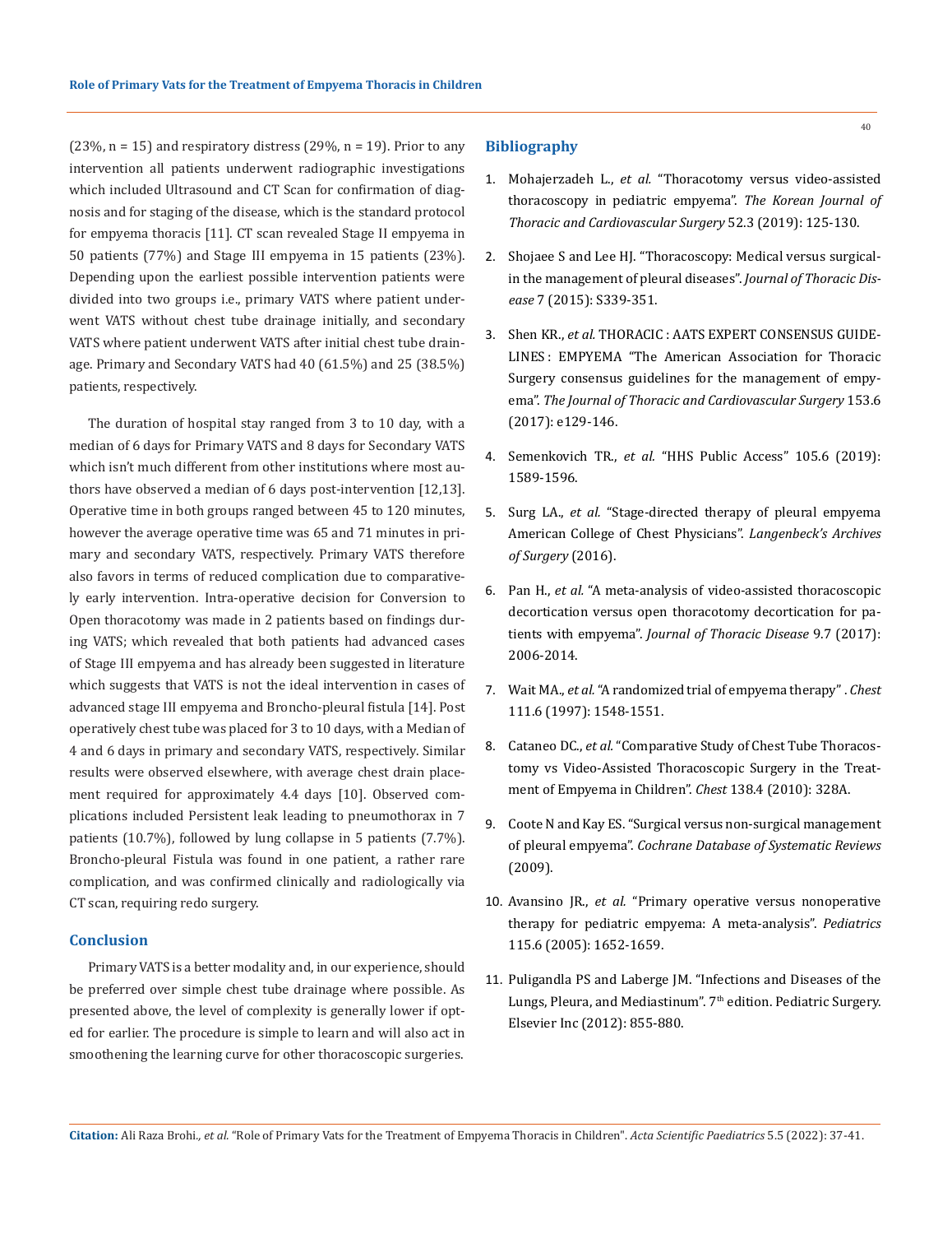(23%, n = 15) and respiratory distress (29%, n = 19). Prior to any intervention all patients underwent radiographic investigations which included Ultrasound and CT Scan for confirmation of diagnosis and for staging of the disease, which is the standard protocol for empyema thoracis [11]. CT scan revealed Stage II empyema in 50 patients (77%) and Stage III empyema in 15 patients (23%). Depending upon the earliest possible intervention patients were divided into two groups i.e., primary VATS where patient underwent VATS without chest tube drainage initially, and secondary VATS where patient underwent VATS after initial chest tube drainage. Primary and Secondary VATS had 40 (61.5%) and 25 (38.5%) patients, respectively.

The duration of hospital stay ranged from 3 to 10 day, with a median of 6 days for Primary VATS and 8 days for Secondary VATS which isn't much different from other institutions where most authors have observed a median of 6 days post-intervention [12,13]. Operative time in both groups ranged between 45 to 120 minutes, however the average operative time was 65 and 71 minutes in primary and secondary VATS, respectively. Primary VATS therefore also favors in terms of reduced complication due to comparatively early intervention. Intra-operative decision for Conversion to Open thoracotomy was made in 2 patients based on findings during VATS; which revealed that both patients had advanced cases of Stage III empyema and has already been suggested in literature which suggests that VATS is not the ideal intervention in cases of advanced stage III empyema and Broncho-pleural fistula [14]. Post operatively chest tube was placed for 3 to 10 days, with a Median of 4 and 6 days in primary and secondary VATS, respectively. Similar results were observed elsewhere, with average chest drain placement required for approximately 4.4 days [10]. Observed complications included Persistent leak leading to pneumothorax in 7 patients (10.7%), followed by lung collapse in 5 patients (7.7%). Broncho-pleural Fistula was found in one patient, a rather rare complication, and was confirmed clinically and radiologically via CT scan, requiring redo surgery.

## Conclusion

Primary VATS is a better modality and, in our experience, should be preferred over simple chest tube drainage where possible. As presented above, the level of complexity is generally lower if opted for earlier. The procedure is simple to learn and will also act in smoothening the learning curve for other thoracoscopic surgeries.

## Bibliography

1. Mohajerzadeh L., *et al.* "Thoracotomy versus video-assisted thoracoscopy in pediatric empyema". *The Korean Journal of Thoracic and Cardiovascular Surgery* 52.3 (2019): 125-130.
2. Shojaee S and Lee HJ. "Thoracoscopy: Medical versus surgical-in the management of pleural diseases". *Journal of Thoracic Disease* 7 (2015): S339-351.
3. Shen KR., *et al.* THORACIC : AATS EXPERT CONSENSUS GUIDELINES : EMPYEMA "The American Association for Thoracic Surgery consensus guidelines for the management of empyema". *The Journal of Thoracic and Cardiovascular Surgery* 153.6 (2017): e129-146.
4. Semenkovich TR., *et al.* "HHS Public Access" 105.6 (2019): 1589-1596.
5. Surg LA., *et al.* "Stage-directed therapy of pleural empyema American College of Chest Physicians". *Langenbeck's Archives of Surgery* (2016).
6. Pan H., *et al.* "A meta-analysis of video-assisted thoracoscopic decortication versus open thoracotomy decortication for patients with empyema". *Journal of Thoracic Disease* 9.7 (2017): 2006-2014.
7. Wait MA., *et al.* "A randomized trial of empyema therapy" . *Chest* 111.6 (1997): 1548-1551.
8. Cataneo DC., *et al.* "Comparative Study of Chest Tube Thoracostomy vs Video-Assisted Thoracoscopic Surgery in the Treatment of Empyema in Children". *Chest* 138.4 (2010): 328A.
9. Coote N and Kay ES. "Surgical versus non-surgical management of pleural empyema". *Cochrane Database of Systematic Reviews* (2009).
10. Avansino JR., *et al.* "Primary operative versus nonoperative therapy for pediatric empyema: A meta-analysis". *Pediatrics* 115.6 (2005): 1652-1659.
11. Puligandla PS and Laberge JM. "Infections and Diseases of the Lungs, Pleura, and Mediastinum". 7th edition. Pediatric Surgery. Elsevier Inc (2012): 855-880.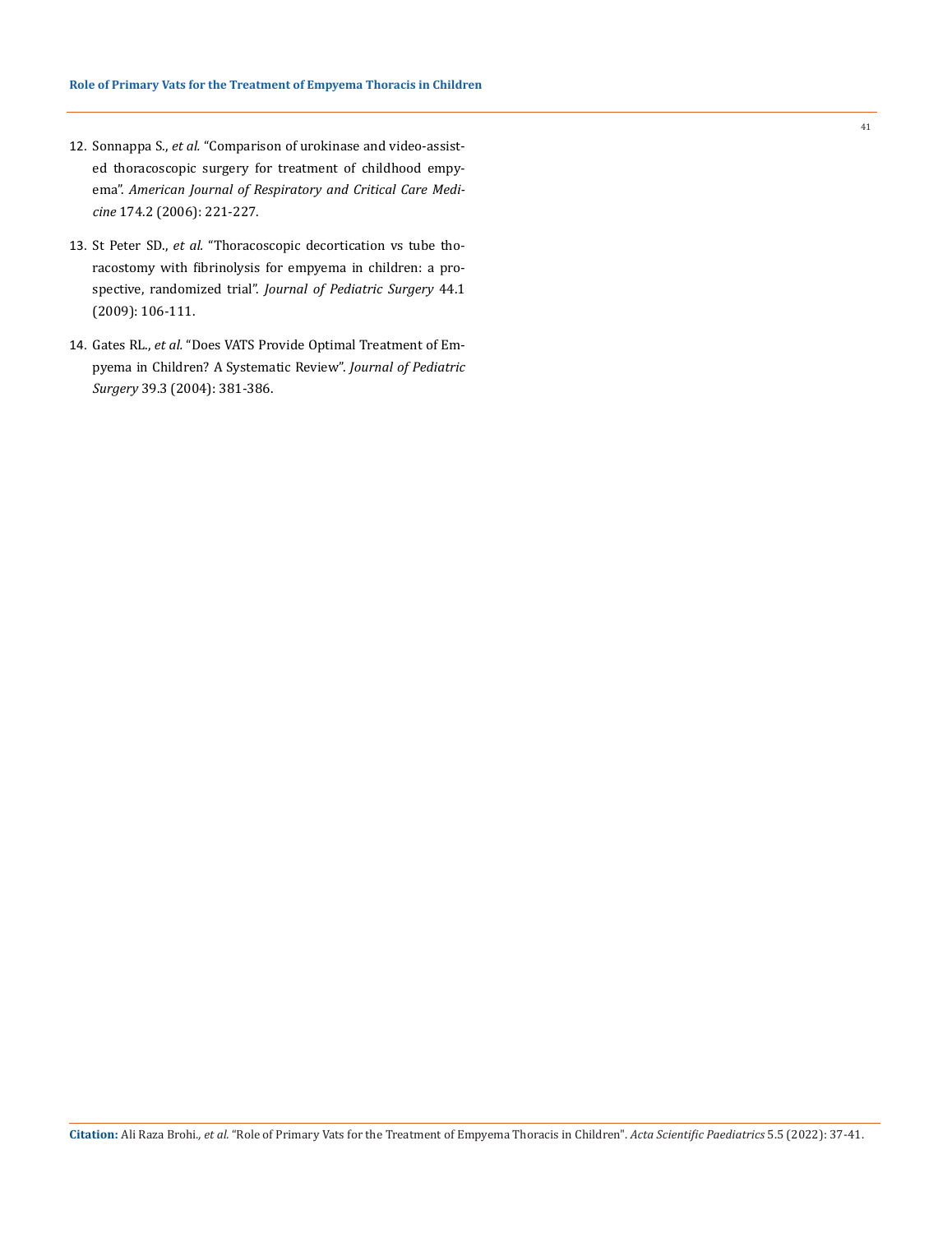12. Sonnappa S., *et al.* "Comparison of urokinase and video-assisted thoracoscopic surgery for treatment of childhood empyema". *American Journal of Respiratory and Critical Care Medicine* 174.2 (2006): 221-227.

13. St Peter SD., *et al.* "Thoracoscopic decortication vs tube thoracostomy with fibrinolysis for empyema in children: a prospective, randomized trial". *Journal of Pediatric Surgery* 44.1 (2009): 106-111.

14. Gates RL., *et al.* "Does VATS Provide Optimal Treatment of Empyema in Children? A Systematic Review". *Journal of Pediatric Surgery* 39.3 (2004): 381-386.